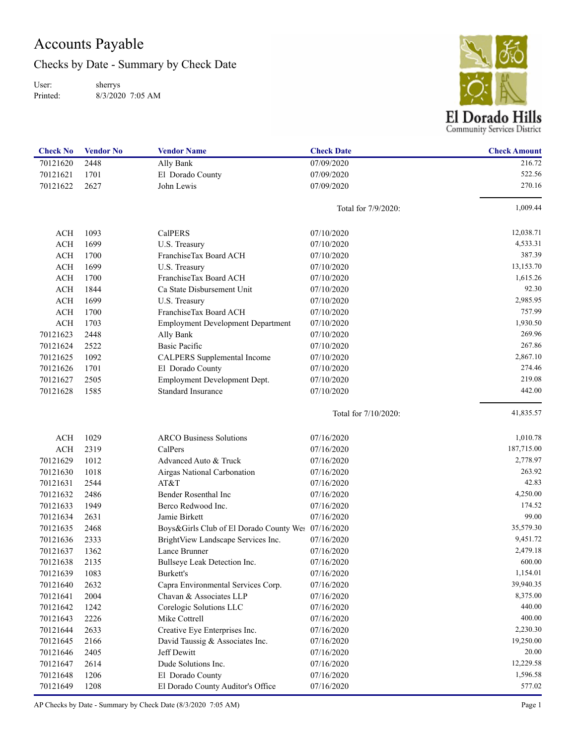# Accounts Payable

## Checks by Date - Summary by Check Date

User: sherrys
Printed: 8/3/2020 7:05 AM

El Dorado Hills Community Services District

| Check No | Vendor No | Vendor Name | Check Date | Check Amount |
|---|---|---|---|---|
| 70121620 | 2448 | Ally Bank | 07/09/2020 | 216.72 |
| 70121621 | 1701 | El Dorado County | 07/09/2020 | 522.56 |
| 70121622 | 2627 | John Lewis | 07/09/2020 | 270.16 |
| | | | Total for 7/9/2020: | 1,009.44 |
| ACH | 1093 | CalPERS | 07/10/2020 | 12,038.71 |
| ACH | 1699 | U.S. Treasury | 07/10/2020 | 4,533.31 |
| ACH | 1700 | FranchiseTax Board ACH | 07/10/2020 | 387.39 |
| ACH | 1699 | U.S. Treasury | 07/10/2020 | 13,153.70 |
| ACH | 1700 | FranchiseTax Board ACH | 07/10/2020 | 1,615.26 |
| ACH | 1844 | Ca State Disbursement Unit | 07/10/2020 | 92.30 |
| ACH | 1699 | U.S. Treasury | 07/10/2020 | 2,985.95 |
| ACH | 1700 | FranchiseTax Board ACH | 07/10/2020 | 757.99 |
| ACH | 1703 | Employment Development Department | 07/10/2020 | 1,930.50 |
| 70121623 | 2448 | Ally Bank | 07/10/2020 | 269.96 |
| 70121624 | 2522 | Basic Pacific | 07/10/2020 | 267.86 |
| 70121625 | 1092 | CALPERS Supplemental Income | 07/10/2020 | 2,867.10 |
| 70121626 | 1701 | El Dorado County | 07/10/2020 | 274.46 |
| 70121627 | 2505 | Employment Development Dept. | 07/10/2020 | 219.08 |
| 70121628 | 1585 | Standard Insurance | 07/10/2020 | 442.00 |
| | | | Total for 7/10/2020: | 41,835.57 |
| ACH | 1029 | ARCO Business Solutions | 07/16/2020 | 1,010.78 |
| ACH | 2319 | CalPers | 07/16/2020 | 187,715.00 |
| 70121629 | 1012 | Advanced Auto & Truck | 07/16/2020 | 2,778.97 |
| 70121630 | 1018 | Airgas National Carbonation | 07/16/2020 | 263.92 |
| 70121631 | 2544 | AT&T | 07/16/2020 | 42.83 |
| 70121632 | 2486 | Bender Rosenthal Inc | 07/16/2020 | 4,250.00 |
| 70121633 | 1949 | Berco Redwood Inc. | 07/16/2020 | 174.52 |
| 70121634 | 2631 | Jamie Birkett | 07/16/2020 | 99.00 |
| 70121635 | 2468 | Boys&Girls Club of El Dorado County Wes | 07/16/2020 | 35,579.30 |
| 70121636 | 2333 | BrightView Landscape Services Inc. | 07/16/2020 | 9,451.72 |
| 70121637 | 1362 | Lance Brunner | 07/16/2020 | 2,479.18 |
| 70121638 | 2135 | Bullseye Leak Detection Inc. | 07/16/2020 | 600.00 |
| 70121639 | 1083 | Burkett's | 07/16/2020 | 1,154.01 |
| 70121640 | 2632 | Capra Environmental Services Corp. | 07/16/2020 | 39,940.35 |
| 70121641 | 2004 | Chavan & Associates LLP | 07/16/2020 | 8,375.00 |
| 70121642 | 1242 | Corelogic Solutions LLC | 07/16/2020 | 440.00 |
| 70121643 | 2226 | Mike Cottrell | 07/16/2020 | 400.00 |
| 70121644 | 2633 | Creative Eye Enterprises Inc. | 07/16/2020 | 2,230.30 |
| 70121645 | 2166 | David Taussig & Associates Inc. | 07/16/2020 | 19,250.00 |
| 70121646 | 2405 | Jeff Dewitt | 07/16/2020 | 20.00 |
| 70121647 | 2614 | Dude Solutions Inc. | 07/16/2020 | 12,229.58 |
| 70121648 | 1206 | El Dorado County | 07/16/2020 | 1,596.58 |
| 70121649 | 1208 | El Dorado County Auditor's Office | 07/16/2020 | 577.02 |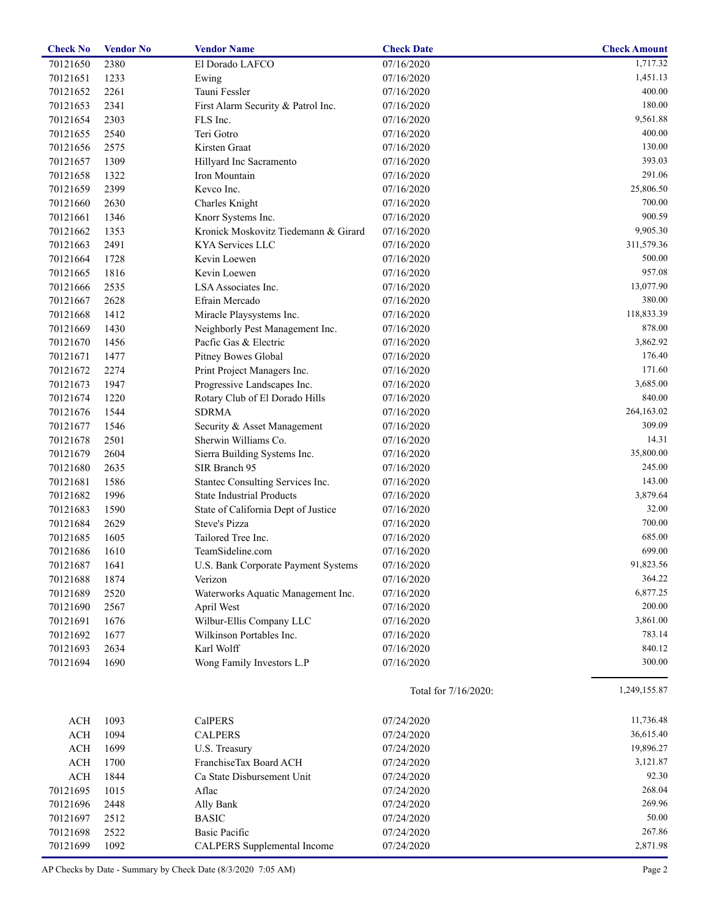| Check No | Vendor No | Vendor Name | Check Date | Check Amount |
|---|---|---|---|---|
| 70121650 | 2380 | El Dorado LAFCO | 07/16/2020 | 1,717.32 |
| 70121651 | 1233 | Ewing | 07/16/2020 | 1,451.13 |
| 70121652 | 2261 | Tauni Fessler | 07/16/2020 | 400.00 |
| 70121653 | 2341 | First Alarm Security & Patrol Inc. | 07/16/2020 | 180.00 |
| 70121654 | 2303 | FLS Inc. | 07/16/2020 | 9,561.88 |
| 70121655 | 2540 | Teri Gotro | 07/16/2020 | 400.00 |
| 70121656 | 2575 | Kirsten Graat | 07/16/2020 | 130.00 |
| 70121657 | 1309 | Hillyard Inc Sacramento | 07/16/2020 | 393.03 |
| 70121658 | 1322 | Iron Mountain | 07/16/2020 | 291.06 |
| 70121659 | 2399 | Kevco Inc. | 07/16/2020 | 25,806.50 |
| 70121660 | 2630 | Charles Knight | 07/16/2020 | 700.00 |
| 70121661 | 1346 | Knorr Systems Inc. | 07/16/2020 | 900.59 |
| 70121662 | 1353 | Kronick Moskovitz Tiedemann & Girard | 07/16/2020 | 9,905.30 |
| 70121663 | 2491 | KYA Services LLC | 07/16/2020 | 311,579.36 |
| 70121664 | 1728 | Kevin Loewen | 07/16/2020 | 500.00 |
| 70121665 | 1816 | Kevin Loewen | 07/16/2020 | 957.08 |
| 70121666 | 2535 | LSA Associates Inc. | 07/16/2020 | 13,077.90 |
| 70121667 | 2628 | Efrain Mercado | 07/16/2020 | 380.00 |
| 70121668 | 1412 | Miracle Playsystems Inc. | 07/16/2020 | 118,833.39 |
| 70121669 | 1430 | Neighborly Pest Management Inc. | 07/16/2020 | 878.00 |
| 70121670 | 1456 | Pacfic Gas & Electric | 07/16/2020 | 3,862.92 |
| 70121671 | 1477 | Pitney Bowes Global | 07/16/2020 | 176.40 |
| 70121672 | 2274 | Print Project Managers Inc. | 07/16/2020 | 171.60 |
| 70121673 | 1947 | Progressive Landscapes Inc. | 07/16/2020 | 3,685.00 |
| 70121674 | 1220 | Rotary Club of El Dorado Hills | 07/16/2020 | 840.00 |
| 70121676 | 1544 | SDRMA | 07/16/2020 | 264,163.02 |
| 70121677 | 1546 | Security & Asset Management | 07/16/2020 | 309.09 |
| 70121678 | 2501 | Sherwin Williams Co. | 07/16/2020 | 14.31 |
| 70121679 | 2604 | Sierra Building Systems Inc. | 07/16/2020 | 35,800.00 |
| 70121680 | 2635 | SIR Branch 95 | 07/16/2020 | 245.00 |
| 70121681 | 1586 | Stantec Consulting Services Inc. | 07/16/2020 | 143.00 |
| 70121682 | 1996 | State Industrial Products | 07/16/2020 | 3,879.64 |
| 70121683 | 1590 | State of California Dept of Justice | 07/16/2020 | 32.00 |
| 70121684 | 2629 | Steve's Pizza | 07/16/2020 | 700.00 |
| 70121685 | 1605 | Tailored Tree Inc. | 07/16/2020 | 685.00 |
| 70121686 | 1610 | TeamSideline.com | 07/16/2020 | 699.00 |
| 70121687 | 1641 | U.S. Bank Corporate Payment Systems | 07/16/2020 | 91,823.56 |
| 70121688 | 1874 | Verizon | 07/16/2020 | 364.22 |
| 70121689 | 2520 | Waterworks Aquatic Management Inc. | 07/16/2020 | 6,877.25 |
| 70121690 | 2567 | April West | 07/16/2020 | 200.00 |
| 70121691 | 1676 | Wilbur-Ellis Company LLC | 07/16/2020 | 3,861.00 |
| 70121692 | 1677 | Wilkinson Portables Inc. | 07/16/2020 | 783.14 |
| 70121693 | 2634 | Karl Wolff | 07/16/2020 | 840.12 |
| 70121694 | 1690 | Wong Family Investors L.P | 07/16/2020 | 300.00 |
| | | | Total for 7/16/2020: | 1,249,155.87 |
| ACH | 1093 | CalPERS | 07/24/2020 | 11,736.48 |
| ACH | 1094 | CALPERS | 07/24/2020 | 36,615.40 |
| ACH | 1699 | U.S. Treasury | 07/24/2020 | 19,896.27 |
| ACH | 1700 | FranchiseTax Board ACH | 07/24/2020 | 3,121.87 |
| ACH | 1844 | Ca State Disbursement Unit | 07/24/2020 | 92.30 |
| 70121695 | 1015 | Aflac | 07/24/2020 | 268.04 |
| 70121696 | 2448 | Ally Bank | 07/24/2020 | 269.96 |
| 70121697 | 2512 | BASIC | 07/24/2020 | 50.00 |
| 70121698 | 2522 | Basic Pacific | 07/24/2020 | 267.86 |
| 70121699 | 1092 | CALPERS Supplemental Income | 07/24/2020 | 2,871.98 |

AP Checks by Date - Summary by Check Date (8/3/2020 7:05 AM)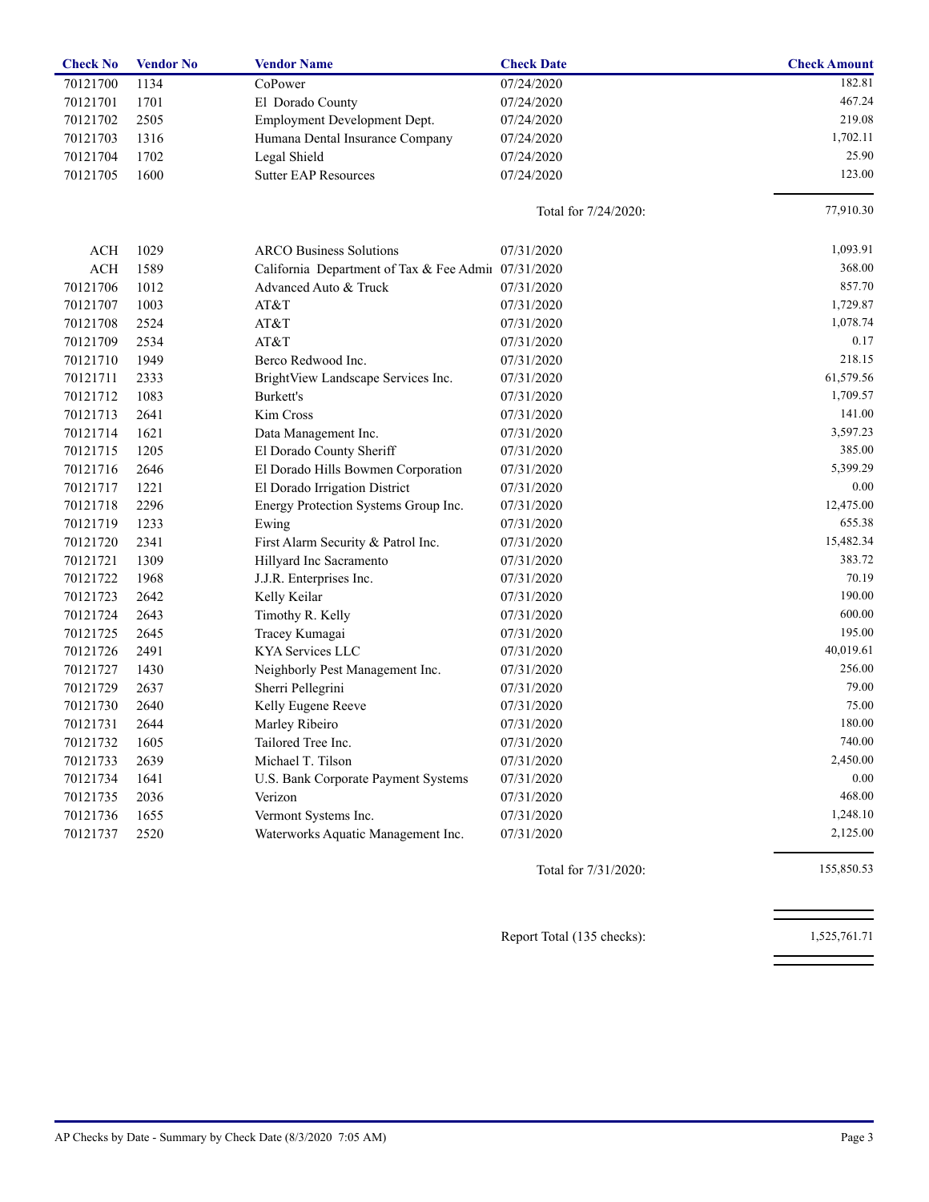| Check No | Vendor No | Vendor Name | Check Date | Check Amount |
|---|---|---|---|---|
| 70121700 | 1134 | CoPower | 07/24/2020 | 182.81 |
| 70121701 | 1701 | El Dorado County | 07/24/2020 | 467.24 |
| 70121702 | 2505 | Employment Development Dept. | 07/24/2020 | 219.08 |
| 70121703 | 1316 | Humana Dental Insurance Company | 07/24/2020 | 1,702.11 |
| 70121704 | 1702 | Legal Shield | 07/24/2020 | 25.90 |
| 70121705 | 1600 | Sutter EAP Resources | 07/24/2020 | 123.00 |
| | | | Total for 7/24/2020: | 77,910.30 |
| ACH | 1029 | ARCO Business Solutions | 07/31/2020 | 1,093.91 |
| ACH | 1589 | California Department of Tax & Fee Admi | 07/31/2020 | 368.00 |
| 70121706 | 1012 | Advanced Auto & Truck | 07/31/2020 | 857.70 |
| 70121707 | 1003 | AT&T | 07/31/2020 | 1,729.87 |
| 70121708 | 2524 | AT&T | 07/31/2020 | 1,078.74 |
| 70121709 | 2534 | AT&T | 07/31/2020 | 0.17 |
| 70121710 | 1949 | Berco Redwood Inc. | 07/31/2020 | 218.15 |
| 70121711 | 2333 | BrightView Landscape Services Inc. | 07/31/2020 | 61,579.56 |
| 70121712 | 1083 | Burkett's | 07/31/2020 | 1,709.57 |
| 70121713 | 2641 | Kim Cross | 07/31/2020 | 141.00 |
| 70121714 | 1621 | Data Management Inc. | 07/31/2020 | 3,597.23 |
| 70121715 | 1205 | El Dorado County Sheriff | 07/31/2020 | 385.00 |
| 70121716 | 2646 | El Dorado Hills Bowmen Corporation | 07/31/2020 | 5,399.29 |
| 70121717 | 1221 | El Dorado Irrigation District | 07/31/2020 | 0.00 |
| 70121718 | 2296 | Energy Protection Systems Group Inc. | 07/31/2020 | 12,475.00 |
| 70121719 | 1233 | Ewing | 07/31/2020 | 655.38 |
| 70121720 | 2341 | First Alarm Security & Patrol Inc. | 07/31/2020 | 15,482.34 |
| 70121721 | 1309 | Hillyard Inc Sacramento | 07/31/2020 | 383.72 |
| 70121722 | 1968 | J.J.R. Enterprises Inc. | 07/31/2020 | 70.19 |
| 70121723 | 2642 | Kelly Keilar | 07/31/2020 | 190.00 |
| 70121724 | 2643 | Timothy R. Kelly | 07/31/2020 | 600.00 |
| 70121725 | 2645 | Tracey Kumagai | 07/31/2020 | 195.00 |
| 70121726 | 2491 | KYA Services LLC | 07/31/2020 | 40,019.61 |
| 70121727 | 1430 | Neighborly Pest Management Inc. | 07/31/2020 | 256.00 |
| 70121729 | 2637 | Sherri Pellegrini | 07/31/2020 | 79.00 |
| 70121730 | 2640 | Kelly Eugene Reeve | 07/31/2020 | 75.00 |
| 70121731 | 2644 | Marley Ribeiro | 07/31/2020 | 180.00 |
| 70121732 | 1605 | Tailored Tree Inc. | 07/31/2020 | 740.00 |
| 70121733 | 2639 | Michael T. Tilson | 07/31/2020 | 2,450.00 |
| 70121734 | 1641 | U.S. Bank Corporate Payment Systems | 07/31/2020 | 0.00 |
| 70121735 | 2036 | Verizon | 07/31/2020 | 468.00 |
| 70121736 | 1655 | Vermont Systems Inc. | 07/31/2020 | 1,248.10 |
| 70121737 | 2520 | Waterworks Aquatic Management Inc. | 07/31/2020 | 2,125.00 |
| | | | Total for 7/31/2020: | 155,850.53 |
| | | | Report Total (135 checks): | 1,525,761.71 |

AP Checks by Date - Summary by Check Date (8/3/2020 7:05 AM)